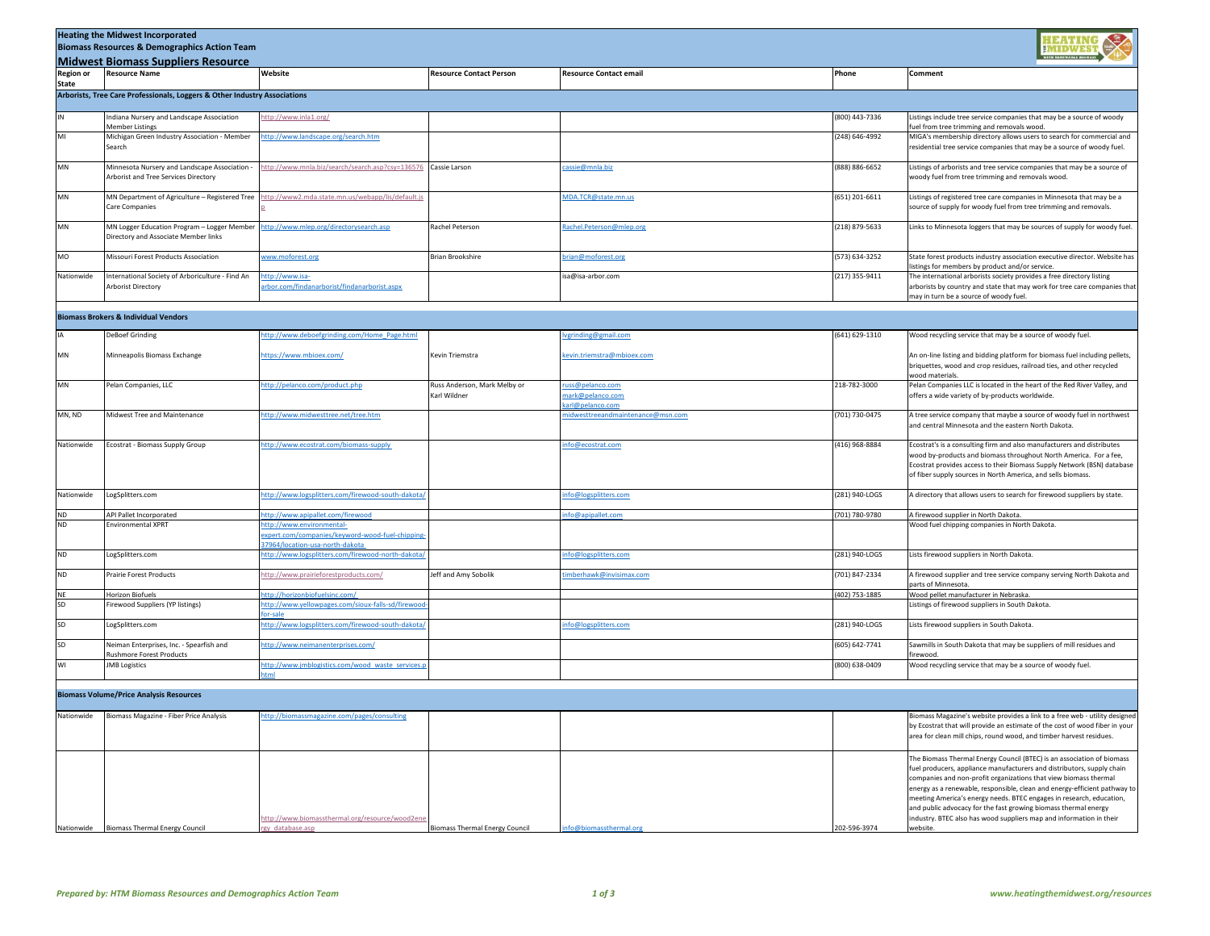**Heating the Midwest Incorporated**
**Biomass Resources & Demographics Action Team**

## Midwest Biomass Suppliers Resource

| Region or State | Resource Name | Website | Resource Contact Person | Resource Contact email | Phone | Comment |
|---|---|---|---|---|---|---|
| **Arborists, Tree Care Professionals, Loggers & Other Industry Associations** | | | | | | |
| IN | Indiana Nursery and Landscape Association Member Listings | http://www.inla1.org/ | | | (800) 443-7336 | Listings include tree service companies that may be a source of woody fuel from tree trimming and removals wood. |
| MI | Michigan Green Industry Association - Member Search | http://www.landscape.org/search.htm | | | (248) 646-4992 | MIGA's membership directory allows users to search for commercial and residential tree service companies that may be a source of woody fuel. |
| MN | Minnesota Nursery and Landscape Association - Arborist and Tree Services Directory | http://www.mnla.biz/search/search.asp?csy=136576 | Cassie Larson | cassie@mnla.biz | (888) 886-6652 | Listings of arborists and tree service companies that may be a source of woody fuel from tree trimming and removals wood. |
| MN | MN Department of Agriculture – Registered Tree Care Companies | http://www2.mda.state.mn.us/webapp/lis/default.jsp | | MDA.TCR@state.mn.us | (651) 201-6611 | Listings of registered tree care companies in Minnesota that may be a source of supply for woody fuel from tree trimming and removals. |
| MN | MN Logger Education Program – Logger Member Directory and Associate Member links | http://www.mlep.org/directorysearch.asp | Rachel Peterson | Rachel.Peterson@mlep.org | (218) 879-5633 | Links to Minnesota loggers that may be sources of supply for woody fuel. |
| MO | Missouri Forest Products Association | www.moforest.org | Brian Brookshire | brian@moforest.org | (573) 634-3252 | State forest products industry association executive director. Website has listings for members by product and/or service. |
| Nationwide | International Society of Arboriculture - Find An Arborist Directory | http://www.isa-arbor.com/findanarborist/findanarborist.aspx | | isa@isa-arbor.com | (217) 355-9411 | The international arborists society provides a free directory listing arborists by country and state that may work for tree care companies that may in turn be a source of woody fuel. |
| **Biomass Brokers & Individual Vendors** | | | | | | |
| IA | DeBoef Grinding | http://www.deboefgrinding.com/Home_Page.html | | lvgrinding@gmail.com | (641) 629-1310 | Wood recycling service that may be a source of woody fuel. |
| MN | Minneapolis Biomass Exchange | https://www.mbioex.com/ | Kevin Triemstra | kevin.triemstra@mbioex.com | | An on-line listing and bidding platform for biomass fuel including pellets, briquettes, wood and crop residues, railroad ties, and other recycled wood materials. |
| MN | Pelan Companies, LLC | http://pelanco.com/product.php | Russ Anderson, Mark Melby or Karl Wildner | russ@pelanco.com mark@pelanco.com karl@pelanco.com | 218-782-3000 | Pelan Companies LLC is located in the heart of the Red River Valley, and offers a wide variety of by-products worldwide. |
| MN, ND | Midwest Tree and Maintenance | http://www.midwesttree.net/tree.htm | | midwesttreeandmaintenance@msn.com | (701) 730-0475 | A tree service company that maybe a source of woody fuel in northwest and central Minnesota and the eastern North Dakota. |
| Nationwide | Ecostrat - Biomass Supply Group | http://www.ecostrat.com/biomass-supply | | info@ecostrat.com | (416) 968-8884 | Ecostrat's is a consulting firm and also manufacturers and distributes wood by-products and biomass throughout North America. For a fee, Ecostrat provides access to their Biomass Supply Network (BSN) database of fiber supply sources in North America, and sells biomass. |
| Nationwide | LogSplitters.com | http://www.logsplitters.com/firewood-south-dakota/ | | info@logsplitters.com | (281) 940-LOGS | A directory that allows users to search for firewood suppliers by state. |
| ND | API Pallet Incorporated | http://www.apipallet.com/firewood | | info@apipallet.com | (701) 780-9780 | A firewood supplier in North Dakota. |
| ND | Environmental XPRT | http://www.environmental-expert.com/companies/keyword-wood-fuel-chipping-37964/location-usa-north-dakota | | | | Wood fuel chipping companies in North Dakota. |
| ND | LogSplitters.com | http://www.logsplitters.com/firewood-north-dakota/ | | info@logsplitters.com | (281) 940-LOGS | Lists firewood suppliers in North Dakota. |
| ND | Prairie Forest Products | http://www.prairieforestproducts.com/ | Jeff and Amy Sobolik | timberhawk@invisimax.com | (701) 847-2334 | A firewood supplier and tree service company serving North Dakota and parts of Minnesota. |
| NE | Horizon Biofuels | http://horizonbiofuelsinc.com/ | | | (402) 753-1885 | Wood pellet manufacturer in Nebraska. |
| SD | Firewood Suppliers (YP listings) | http://www.yellowpages.com/sioux-falls-sd/firewood-for-sale | | | | Listings of firewood suppliers in South Dakota. |
| SD | LogSplitters.com | http://www.logsplitters.com/firewood-south-dakota/ | | info@logsplitters.com | (281) 940-LOGS | Lists firewood suppliers in South Dakota. |
| SD | Neiman Enterprises, Inc. - Spearfish and Rushmore Forest Products | http://www.neimanenterprises.com/ | | | (605) 642-7741 | Sawmills in South Dakota that may be suppliers of mill residues and firewood. |
| WI | JMB Logistics | http://www.jmblogistics.com/wood_waste_services.html | | | (800) 638-0409 | Wood recycling service that may be a source of woody fuel. |
| **Biomass Volume/Price Analysis Resources** | | | | | | |
| Nationwide | Biomass Magazine - Fiber Price Analysis | http://biomassmagazine.com/pages/consulting | | | | Biomass Magazine's website provides a link to a free web - utility designed by Ecostrat that will provide an estimate of the cost of wood fiber in your area for clean mill chips, round wood, and timber harvest residues. |
| Nationwide | Biomass Thermal Energy Council | http://www.biomassthermal.org/resource/wood2energy_database.asp | Biomass Thermal Energy Council | info@biomassthermal.org | 202-596-3974 | The Biomass Thermal Energy Council (BTEC) is an association of biomass fuel producers, appliance manufacturers and distributors, supply chain companies and non-profit organizations that view biomass thermal energy as a renewable, responsible, clean and energy-efficient pathway to meeting America's energy needs. BTEC engages in research, education, and public advocacy for the fast growing biomass thermal energy industry. BTEC also has wood suppliers map and information in their website. |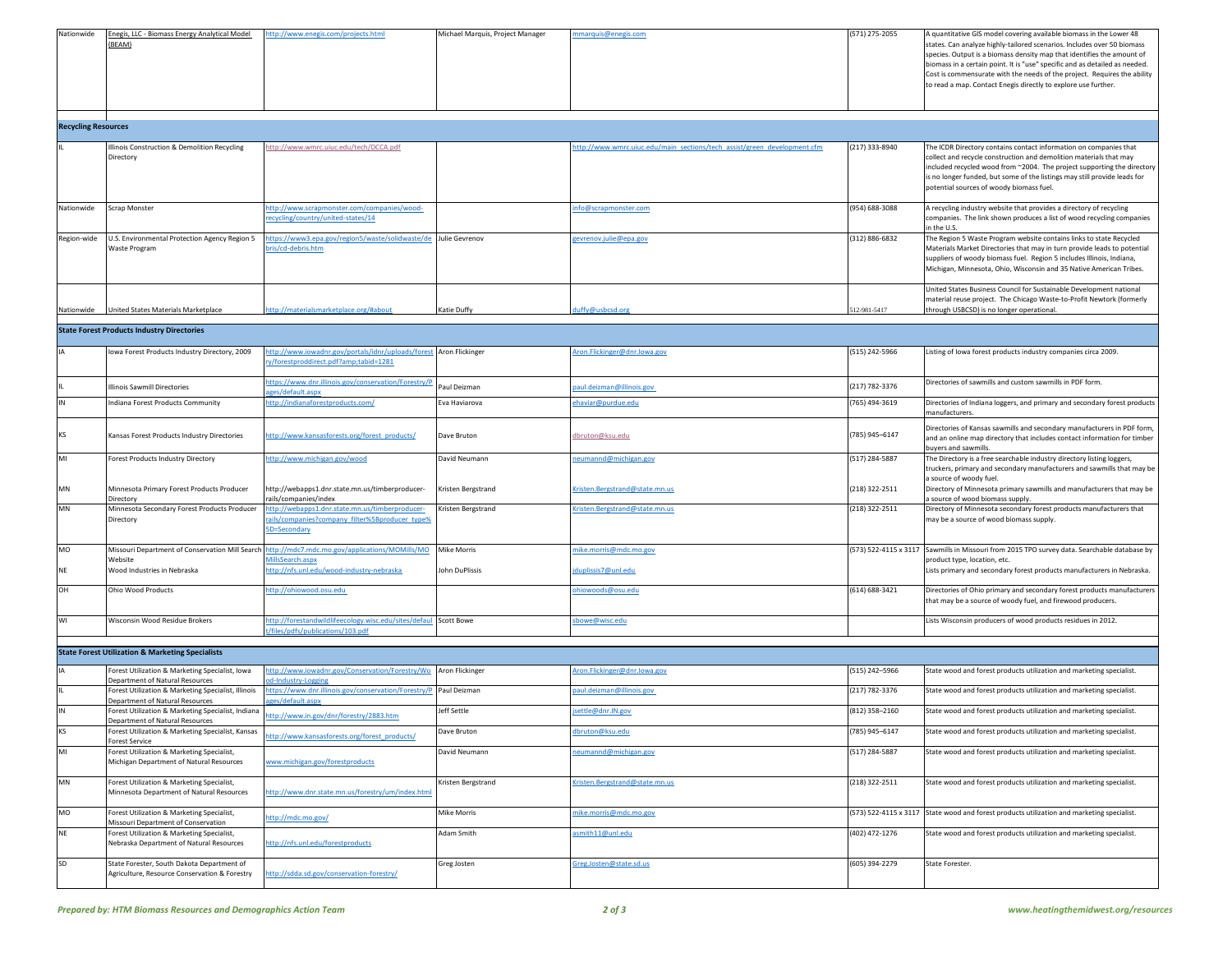| | | | | | | |
|---|---|---|---|---|---|---|
| Nationwide | Enegis, LLC - Biomass Energy Analytical Model (BEAM) | http://www.enegis.com/projects.html | Michael Marquis, Project Manager | mmarquis@enegis.com | (571) 275-2055 | A quantitative GIS model covering available biomass in the Lower 48 states. Can analyze highly-tailored scenarios. Includes over 50 biomass species. Output is a biomass density map that identifies the amount of biomass in a certain point. It is "use" specific and as detailed as needed. Cost is commensurate with the needs of the project. Requires the ability to read a map. Contact Enegis directly to explore use further. |
| **Recycling Resources** | | | | | | |
| IL | Illinois Construction & Demolition Recycling Directory | http://www.wmrc.uiuc.edu/tech/DCCA.pdf | | http://www.wmrc.uiuc.edu/main_sections/tech_assist/green_development.cfm | (217) 333-8940 | The ICDR Directory contains contact information on companies that collect and recycle construction and demolition materials that may included recycled wood from ~2004. The project supporting the directory is no longer funded, but some of the listings may still provide leads for potential sources of woody biomass fuel. |
| Nationwide | Scrap Monster | http://www.scrapmonster.com/companies/wood-recycling/country/united-states/14 | | info@scrapmonster.com | (954) 688-3088 | A recycling industry website that provides a directory of recycling companies. The link shown produces a list of wood recycling companies in the U.S. |
| Region-wide | U.S. Environmental Protection Agency Region 5 Waste Program | https://www3.epa.gov/region5/waste/solidwaste/debris/cd-debris.htm | Julie Gevrenov | gevrenov.julie@epa.gov | (312) 886-6832 | The Region 5 Waste Program website contains links to state Recycled Materials Market Directories that may in turn provide leads to potential suppliers of woody biomass fuel. Region 5 includes Illinois, Indiana, Michigan, Minnesota, Ohio, Wisconsin and 35 Native American Tribes. |
| Nationwide | United States Materials Marketplace | http://materialsmarketplace.org/#about | Katie Duffy | duffy@usbcsd.org | 512-981-5417 | United States Business Council for Sustainable Development national material reuse project. The Chicago Waste-to-Profit Newtork (formerly through USBCSD) is no longer operational. |
| **State Forest Products Industry Directories** | | | | | | |
| IA | Iowa Forest Products Industry Directory, 2009 | http://www.iowadnr.gov/portals/idnr/uploads/forestry/forestproddirect.pdf?amp;tabid=1281 | Aron Flickinger | Aron.Flickinger@dnr.iowa.gov | (515) 242-5966 | Listing of Iowa forest products industry companies circa 2009. |
| IL | Illinois Sawmill Directories | https://www.dnr.illinois.gov/conservation/Forestry/Pages/default.aspx | Paul Deizman | paul.deizman@illinois.gov | (217) 782-3376 | Directories of sawmills and custom sawmills in PDF form. |
| IN | Indiana Forest Products Community | http://indianaforestproducts.com/ | Eva Haviarova | ehaviar@purdue.edu | (765) 494-3619 | Directories of Indiana loggers, and primary and secondary forest products manufacturers. |
| KS | Kansas Forest Products Industry Directories | http://www.kansasforests.org/forest_products/ | Dave Bruton | dbruton@ksu.edu | (785) 945–6147 | Directories of Kansas sawmills and secondary manufacturers in PDF form, and an online map directory that includes contact information for timber buyers and sawmills. |
| MI | Forest Products Industry Directory | http://www.michigan.gov/wood | David Neumann | neumannd@michigan.gov | (517) 284-5887 | The Directory is a free searchable industry directory listing loggers, truckers, primary and secondary manufacturers and sawmills that may be a source of woody fuel. |
| MN | Minnesota Primary Forest Products Producer Directory | http://webapps1.dnr.state.mn.us/timberproducer-rails/companies/index | Kristen Bergstrand | Kristen.Bergstrand@state.mn.us | (218) 322-2511 | Directory of Minnesota primary sawmills and manufacturers that may be a source of wood biomass supply. |
| MN | Minnesota Secondary Forest Products Producer Directory | http://webapps1.dnr.state.mn.us/timberproducer-rails/companies?company_filter%5Bproducer_type%5D=Secondary | Kristen Bergstrand | Kristen.Bergstrand@state.mn.us | (218) 322-2511 | Directory of Minnesota secondary forest products manufacturers that may be a source of wood biomass supply. |
| MO | Missouri Department of Conservation Mill Search Website | http://mdc7.mdc.mo.gov/applications/MOMills/MOMillsSearch.aspx | Mike Morris | mike.morris@mdc.mo.gov | (573) 522-4115 x 3117 | Sawmills in Missouri from 2015 TPO survey data. Searchable database by product type, location, etc. |
| NE | Wood Industries in Nebraska | http://nfs.unl.edu/wood-industry-nebraska | John DuPlissis | jduplissis7@unl.edu | | Lists primary and secondary forest products manufacturers in Nebraska. |
| OH | Ohio Wood Products | http://ohiowood.osu.edu | | ohiowoods@osu.edu | (614) 688-3421 | Directories of Ohio primary and secondary forest products manufacturers that may be a source of woody fuel, and firewood producers. |
| WI | Wisconsin Wood Residue Brokers | http://forestandwildlifeecology.wisc.edu/sites/default/files/pdfs/publications/103.pdf | Scott Bowe | sbowe@wisc.edu | | Lists Wisconsin producers of wood products residues in 2012. |
| **State Forest Utilization & Marketing Specialists** | | | | | | |
| IA | Forest Utilization & Marketing Specialist, Iowa Department of Natural Resources | http://www.iowadnr.gov/Conservation/Forestry/Wood-Industry-Logging | Aron Flickinger | Aron.Flickinger@dnr.iowa.gov | (515) 242–5966 | State wood and forest products utilization and marketing specialist. |
| IL | Forest Utilization & Marketing Specialist, Illinois Department of Natural Resources | https://www.dnr.illinois.gov/conservation/Forestry/Pages/default.aspx | Paul Deizman | paul.deizman@illinois.gov | (217) 782-3376 | State wood and forest products utilization and marketing specialist. |
| IN | Forest Utilization & Marketing Specialist, Indiana Department of Natural Resources | http://www.in.gov/dnr/forestry/2883.htm | Jeff Settle | jsettle@dnr.IN.gov | (812) 358–2160 | State wood and forest products utilization and marketing specialist. |
| KS | Forest Utilization & Marketing Specialist, Kansas Forest Service | http://www.kansasforests.org/forest_products/ | Dave Bruton | dbruton@ksu.edu | (785) 945–6147 | State wood and forest products utilization and marketing specialist. |
| MI | Forest Utilization & Marketing Specialist, Michigan Department of Natural Resources | www.michigan.gov/forestproducts | David Neumann | neumannd@michigan.gov | (517) 284-5887 | State wood and forest products utilization and marketing specialist. |
| MN | Forest Utilization & Marketing Specialist, Minnesota Department of Natural Resources | http://www.dnr.state.mn.us/forestry/um/index.html | Kristen Bergstrand | Kristen.Bergstrand@state.mn.us | (218) 322-2511 | State wood and forest products utilization and marketing specialist. |
| MO | Forest Utilization & Marketing Specialist, Missouri Department of Conservation | http://mdc.mo.gov/ | Mike Morris | mike.morris@mdc.mo.gov | (573) 522-4115 x 3117 | State wood and forest products utilization and marketing specialist. |
| NE | Forest Utilization & Marketing Specialist, Nebraska Department of Natural Resources | http://nfs.unl.edu/forestproducts | Adam Smith | asmith11@unl.edu | (402) 472-1276 | State wood and forest products utilization and marketing specialist. |
| SD | State Forester, South Dakota Department of Agriculture, Resource Conservation & Forestry | http://sdda.sd.gov/conservation-forestry/ | Greg Josten | Greg.Josten@state.sd.us | (605) 394-2279 | State Forester. |

*Prepared by: HTM Biomass Resources and Demographics Action Team* — *www.heatingthemidwest.org/resources*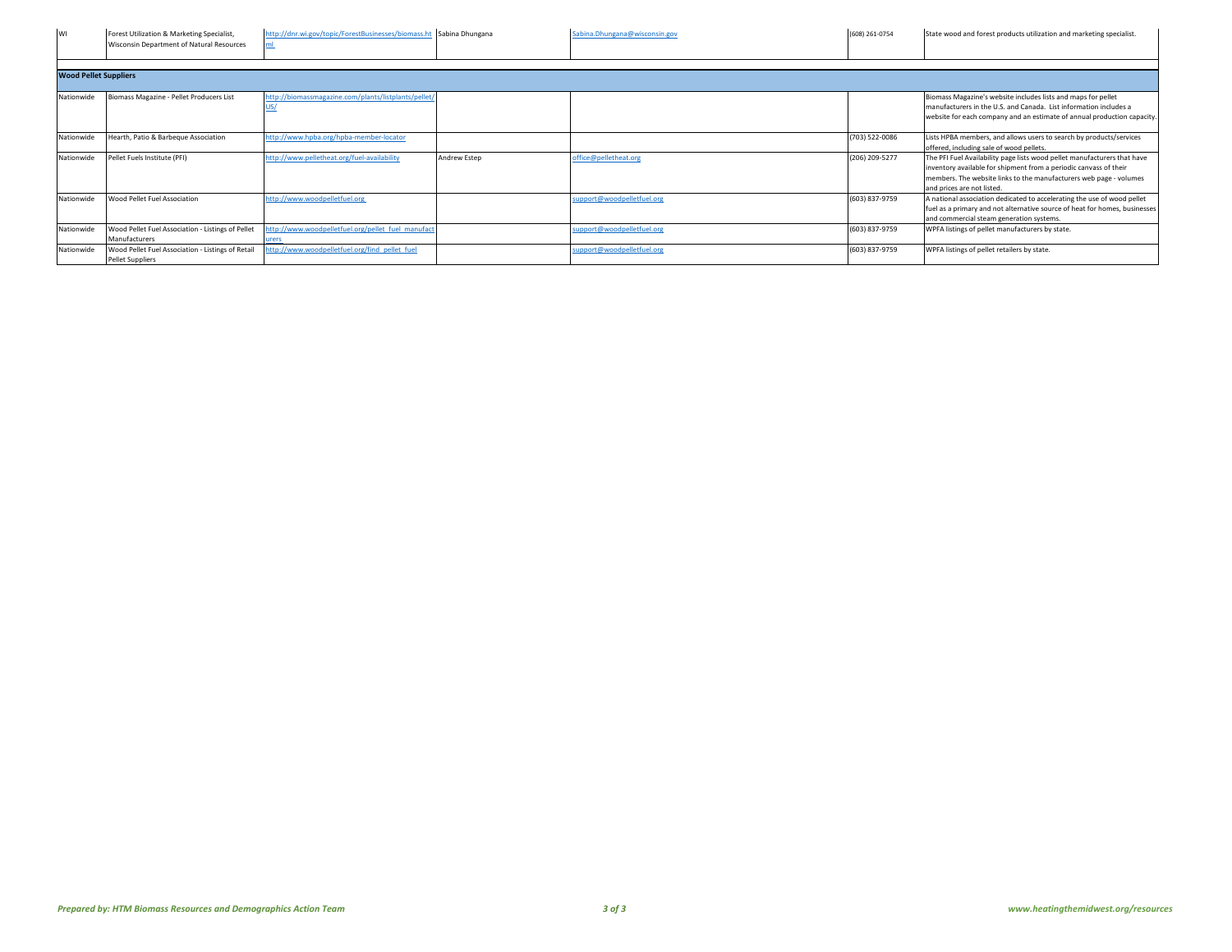| | | | | | | |
|---|---|---|---|---|---|---|
| WI | Forest Utilization & Marketing Specialist, Wisconsin Department of Natural Resources | http://dnr.wi.gov/topic/ForestBusinesses/biomass.html | Sabina Dhungana | Sabina.Dhungana@wisconsin.gov | (608) 261-0754 | State wood and forest products utilization and marketing specialist. |
| **Wood Pellet Suppliers** | | | | | | |
| Nationwide | Biomass Magazine - Pellet Producers List | http://biomassmagazine.com/plants/listplants/pellet/US/ | | | | Biomass Magazine's website includes lists and maps for pellet manufacturers in the U.S. and Canada. List information includes a website for each company and an estimate of annual production capacity. |
| Nationwide | Hearth, Patio & Barbeque Association | http://www.hpba.org/hpba-member-locator | | | (703) 522-0086 | Lists HPBA members, and allows users to search by products/services offered, including sale of wood pellets. |
| Nationwide | Pellet Fuels Institute (PFI) | http://www.pelletheat.org/fuel-availability | Andrew Estep | office@pelletheat.org | (206) 209-5277 | The PFI Fuel Availability page lists wood pellet manufacturers that have inventory available for shipment from a periodic canvass of their members. The website links to the manufacturers web page - volumes and prices are not listed. |
| Nationwide | Wood Pellet Fuel Association | http://www.woodpelletfuel.org | | support@woodpelletfuel.org | (603) 837-9759 | A national association dedicated to accelerating the use of wood pellet fuel as a primary and not alternative source of heat for homes, businesses and commercial steam generation systems. |
| Nationwide | Wood Pellet Fuel Association - Listings of Pellet Manufacturers | http://www.woodpelletfuel.org/pellet_fuel_manufacturers | | support@woodpelletfuel.org | (603) 837-9759 | WPFA listings of pellet manufacturers by state. |
| Nationwide | Wood Pellet Fuel Association - Listings of Retail Pellet Suppliers | http://www.woodpelletfuel.org/find_pellet_fuel | | support@woodpelletfuel.org | (603) 837-9759 | WPFA listings of pellet retailers by state. |